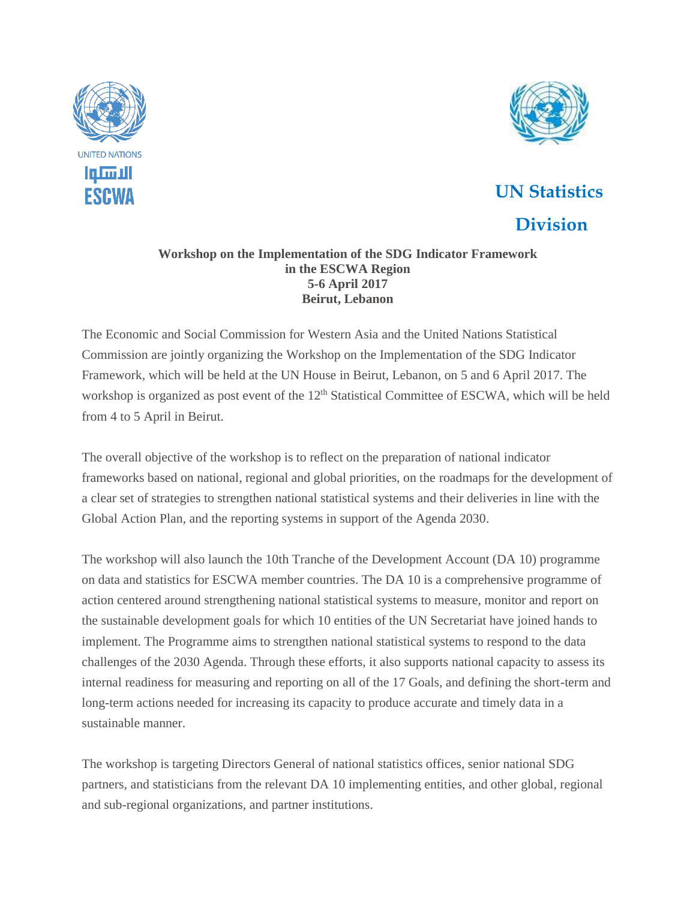UNITED NATIONS

الاسكوا

ESCWA

**UN Statistics Division**

**Workshop on the Implementation of the SDG Indicator Framework in the ESCWA Region**
**5-6 April 2017**
**Beirut, Lebanon**

The Economic and Social Commission for Western Asia and the United Nations Statistical Commission are jointly organizing the Workshop on the Implementation of the SDG Indicator Framework, which will be held at the UN House in Beirut, Lebanon, on 5 and 6 April 2017. The workshop is organized as post event of the 12th Statistical Committee of ESCWA, which will be held from 4 to 5 April in Beirut.

The overall objective of the workshop is to reflect on the preparation of national indicator frameworks based on national, regional and global priorities, on the roadmaps for the development of a clear set of strategies to strengthen national statistical systems and their deliveries in line with the Global Action Plan, and the reporting systems in support of the Agenda 2030.

The workshop will also launch the 10th Tranche of the Development Account (DA 10) programme on data and statistics for ESCWA member countries. The DA 10 is a comprehensive programme of action centered around strengthening national statistical systems to measure, monitor and report on the sustainable development goals for which 10 entities of the UN Secretariat have joined hands to implement. The Programme aims to strengthen national statistical systems to respond to the data challenges of the 2030 Agenda. Through these efforts, it also supports national capacity to assess its internal readiness for measuring and reporting on all of the 17 Goals, and defining the short-term and long-term actions needed for increasing its capacity to produce accurate and timely data in a sustainable manner.

The workshop is targeting Directors General of national statistics offices, senior national SDG partners, and statisticians from the relevant DA 10 implementing entities, and other global, regional and sub-regional organizations, and partner institutions.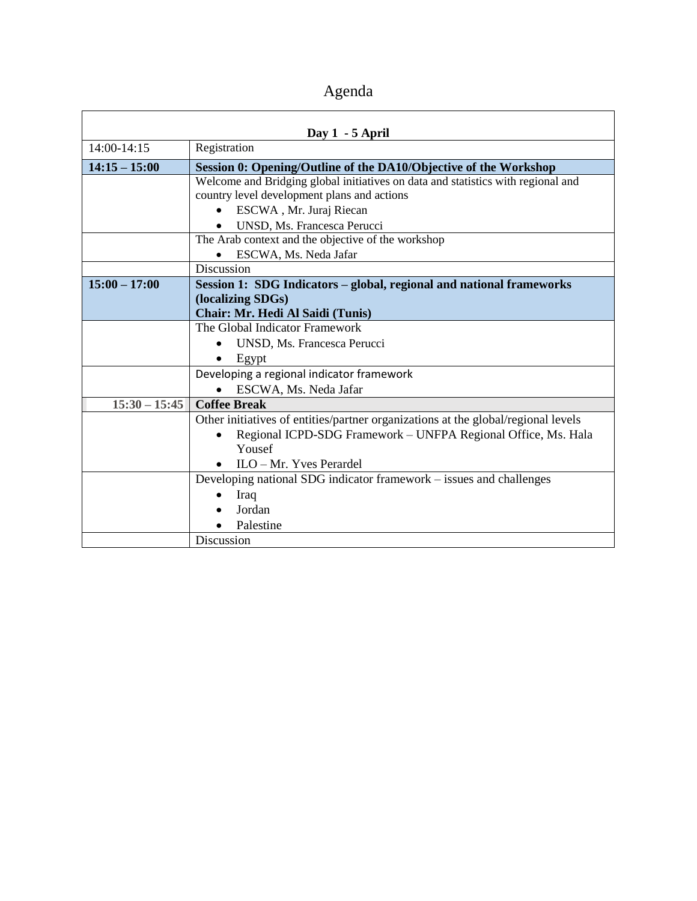# Agenda

| **Day 1 - 5 April** | |
|---|---|
| 14:00-14:15 | Registration |
| **14:15 – 15:00** | **Session 0: Opening/Outline of the DA10/Objective of the Workshop** |
| | Welcome and Bridging global initiatives on data and statistics with regional and country level development plans and actions<br>• ESCWA , Mr. Juraj Riecan<br>• UNSD, Ms. Francesca Perucci |
| | The Arab context and the objective of the workshop<br>• ESCWA, Ms. Neda Jafar |
| | Discussion |
| **15:00 – 17:00** | **Session 1: SDG Indicators – global, regional and national frameworks (localizing SDGs)**<br>**Chair: Mr. Hedi Al Saidi (Tunis)** |
| | The Global Indicator Framework<br>• UNSD, Ms. Francesca Perucci<br>• Egypt |
| | Developing a regional indicator framework<br>• ESCWA, Ms. Neda Jafar |
| **15:30 – 15:45** | **Coffee Break** |
| | Other initiatives of entities/partner organizations at the global/regional levels<br>• Regional ICPD-SDG Framework – UNFPA Regional Office, Ms. Hala Yousef<br>• ILO – Mr. Yves Perardel |
| | Developing national SDG indicator framework – issues and challenges<br>• Iraq<br>• Jordan<br>• Palestine |
| | Discussion |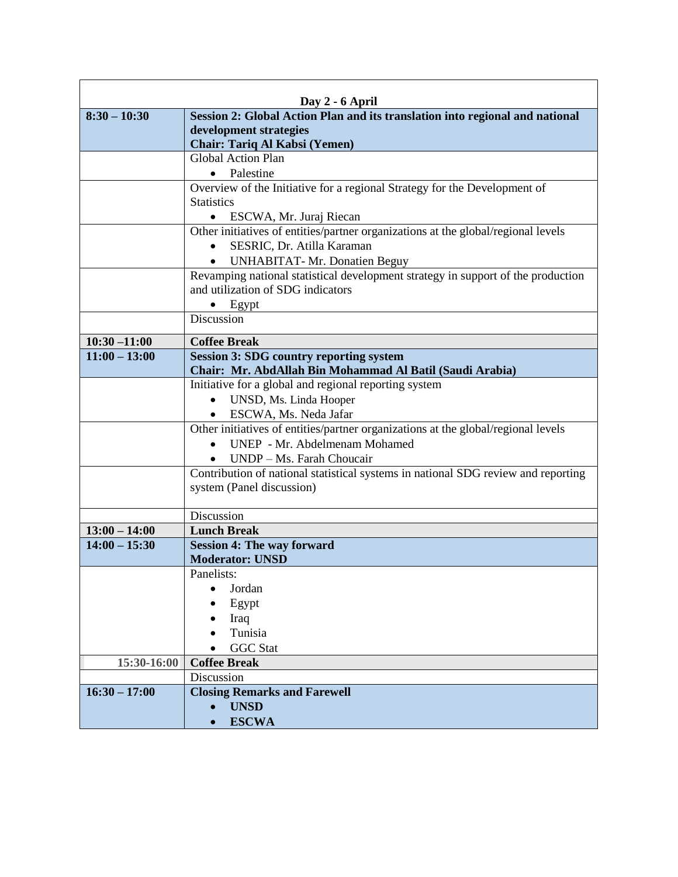| Day 2 - 6 April | |
|---|---|
| **8:30 – 10:30** | **Session 2: Global Action Plan and its translation into regional and national development strategies**<br>**Chair: Tariq Al Kabsi (Yemen)** |
| | Global Action Plan<br>• Palestine |
| | Overview of the Initiative for a regional Strategy for the Development of Statistics<br>• ESCWA, Mr. Juraj Riecan |
| | Other initiatives of entities/partner organizations at the global/regional levels<br>• SESRIC, Dr. Atilla Karaman<br>• UNHABITAT- Mr. Donatien Beguy |
| | Revamping national statistical development strategy in support of the production and utilization of SDG indicators<br>• Egypt |
| | Discussion |
| **10:30 –11:00** | **Coffee Break** |
| **11:00 – 13:00** | **Session 3: SDG country reporting system**<br>**Chair: Mr. AbdAllah Bin Mohammad Al Batil (Saudi Arabia)** |
| | Initiative for a global and regional reporting system<br>• UNSD, Ms. Linda Hooper<br>• ESCWA, Ms. Neda Jafar |
| | Other initiatives of entities/partner organizations at the global/regional levels<br>• UNEP - Mr. Abdelmenam Mohamed<br>• UNDP – Ms. Farah Choucair |
| | Contribution of national statistical systems in national SDG review and reporting system (Panel discussion) |
| | Discussion |
| **13:00 – 14:00** | **Lunch Break** |
| **14:00 – 15:30** | **Session 4: The way forward**<br>**Moderator: UNSD** |
| | Panelists:<br>• Jordan<br>• Egypt<br>• Iraq<br>• Tunisia<br>• GGC Stat |
| **15:30-16:00** | **Coffee Break** |
| | Discussion |
| **16:30 – 17:00** | **Closing Remarks and Farewell**<br>• **UNSD**<br>• **ESCWA** |